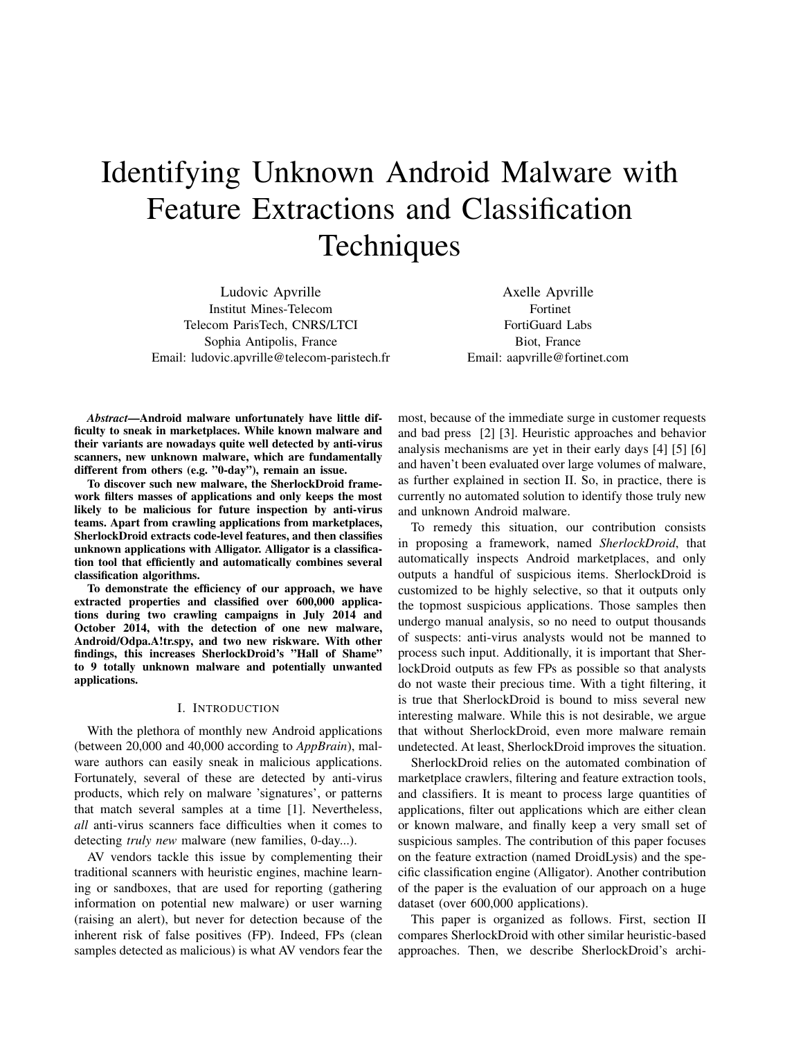# Identifying Unknown Android Malware with Feature Extractions and Classification Techniques

Ludovic Apvrille
Institut Mines-Telecom
Telecom ParisTech, CNRS/LTCI
Sophia Antipolis, France
Email: ludovic.apvrille@telecom-paristech.fr

Axelle Apvrille
Fortinet
FortiGuard Labs
Biot, France
Email: aapvrille@fortinet.com

***Abstract*—Android malware unfortunately have little difficulty to sneak in marketplaces. While known malware and their variants are nowadays quite well detected by anti-virus scanners, new unknown malware, which are fundamentally different from others (e.g. "0-day"), remain an issue.**

**To discover such new malware, the SherlockDroid framework filters masses of applications and only keeps the most likely to be malicious for future inspection by anti-virus teams. Apart from crawling applications from marketplaces, SherlockDroid extracts code-level features, and then classifies unknown applications with Alligator. Alligator is a classification tool that efficiently and automatically combines several classification algorithms.**

**To demonstrate the efficiency of our approach, we have extracted properties and classified over 600,000 applications during two crawling campaigns in July 2014 and October 2014, with the detection of one new malware, Android/Odpa.A!tr.spy, and two new riskware. With other findings, this increases SherlockDroid's "Hall of Shame" to 9 totally unknown malware and potentially unwanted applications.**

## I. Introduction

With the plethora of monthly new Android applications (between 20,000 and 40,000 according to *AppBrain*), malware authors can easily sneak in malicious applications. Fortunately, several of these are detected by anti-virus products, which rely on malware 'signatures', or patterns that match several samples at a time [1]. Nevertheless, *all* anti-virus scanners face difficulties when it comes to detecting *truly new* malware (new families, 0-day...).

AV vendors tackle this issue by complementing their traditional scanners with heuristic engines, machine learning or sandboxes, that are used for reporting (gathering information on potential new malware) or user warning (raising an alert), but never for detection because of the inherent risk of false positives (FP). Indeed, FPs (clean samples detected as malicious) is what AV vendors fear the most, because of the immediate surge in customer requests and bad press [2] [3]. Heuristic approaches and behavior analysis mechanisms are yet in their early days [4] [5] [6] and haven't been evaluated over large volumes of malware, as further explained in section II. So, in practice, there is currently no automated solution to identify those truly new and unknown Android malware.

To remedy this situation, our contribution consists in proposing a framework, named *SherlockDroid*, that automatically inspects Android marketplaces, and only outputs a handful of suspicious items. SherlockDroid is customized to be highly selective, so that it outputs only the topmost suspicious applications. Those samples then undergo manual analysis, so no need to output thousands of suspects: anti-virus analysts would not be manned to process such input. Additionally, it is important that SherlockDroid outputs as few FPs as possible so that analysts do not waste their precious time. With a tight filtering, it is true that SherlockDroid is bound to miss several new interesting malware. While this is not desirable, we argue that without SherlockDroid, even more malware remain undetected. At least, SherlockDroid improves the situation.

SherlockDroid relies on the automated combination of marketplace crawlers, filtering and feature extraction tools, and classifiers. It is meant to process large quantities of applications, filter out applications which are either clean or known malware, and finally keep a very small set of suspicious samples. The contribution of this paper focuses on the feature extraction (named DroidLysis) and the specific classification engine (Alligator). Another contribution of the paper is the evaluation of our approach on a huge dataset (over 600,000 applications).

This paper is organized as follows. First, section II compares SherlockDroid with other similar heuristic-based approaches. Then, we describe SherlockDroid's archi-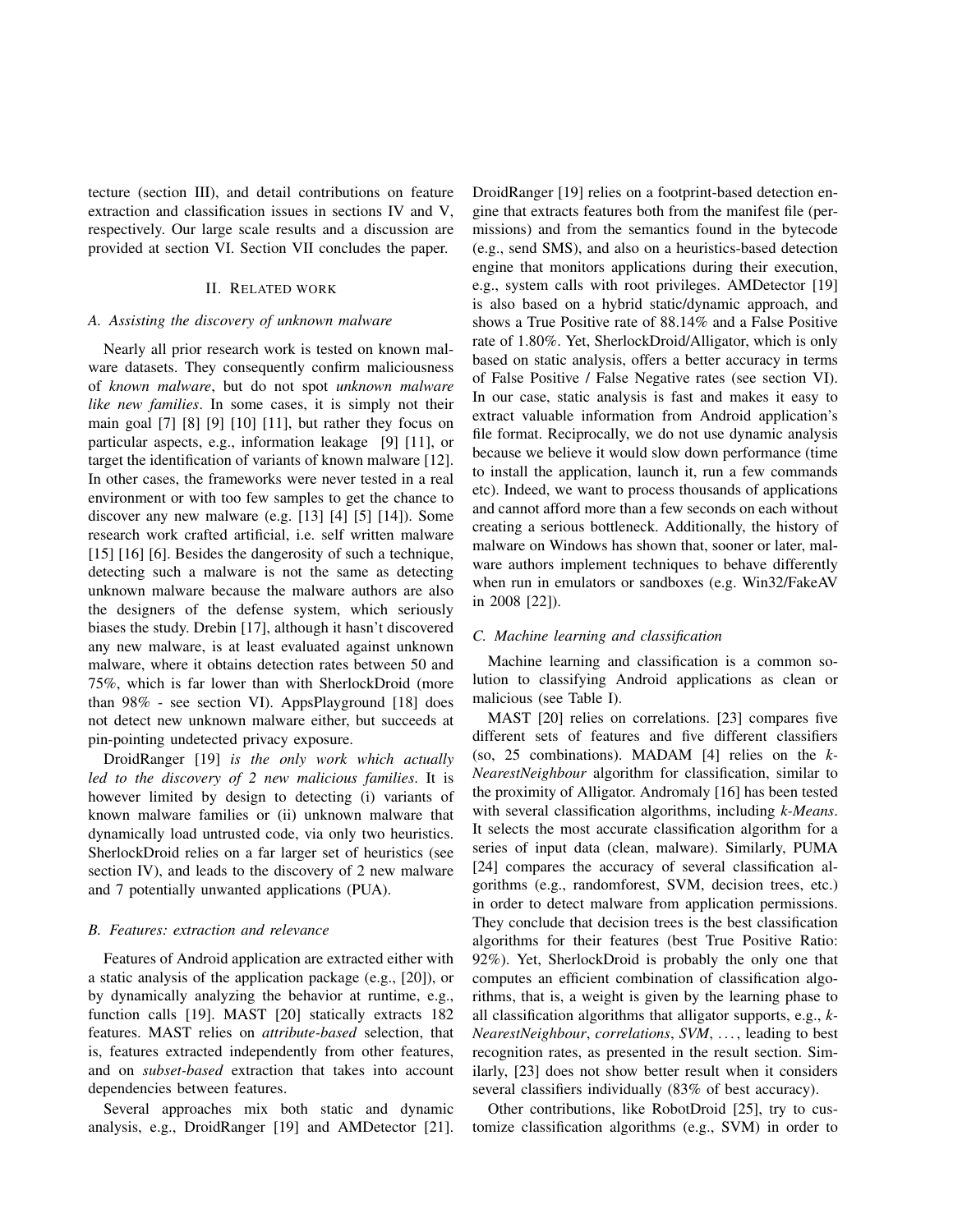tecture (section III), and detail contributions on feature extraction and classification issues in sections IV and V, respectively. Our large scale results and a discussion are provided at section VI. Section VII concludes the paper.

## II. Related work

### A. Assisting the discovery of unknown malware

Nearly all prior research work is tested on known malware datasets. They consequently confirm maliciousness of *known malware*, but do not spot *unknown malware like new families*. In some cases, it is simply not their main goal [7] [8] [9] [10] [11], but rather they focus on particular aspects, e.g., information leakage [9] [11], or target the identification of variants of known malware [12]. In other cases, the frameworks were never tested in a real environment or with too few samples to get the chance to discover any new malware (e.g. [13] [4] [5] [14]). Some research work crafted artificial, i.e. self written malware [15] [16] [6]. Besides the dangerosity of such a technique, detecting such a malware is not the same as detecting unknown malware because the malware authors are also the designers of the defense system, which seriously biases the study. Drebin [17], although it hasn't discovered any new malware, is at least evaluated against unknown malware, where it obtains detection rates between 50 and 75%, which is far lower than with SherlockDroid (more than 98% - see section VI). AppsPlayground [18] does not detect new unknown malware either, but succeeds at pin-pointing undetected privacy exposure.

DroidRanger [19] *is the only work which actually led to the discovery of 2 new malicious families*. It is however limited by design to detecting (i) variants of known malware families or (ii) unknown malware that dynamically load untrusted code, via only two heuristics. SherlockDroid relies on a far larger set of heuristics (see section IV), and leads to the discovery of 2 new malware and 7 potentially unwanted applications (PUA).

### B. Features: extraction and relevance

Features of Android application are extracted either with a static analysis of the application package (e.g., [20]), or by dynamically analyzing the behavior at runtime, e.g., function calls [19]. MAST [20] statically extracts 182 features. MAST relies on *attribute-based* selection, that is, features extracted independently from other features, and on *subset-based* extraction that takes into account dependencies between features.

Several approaches mix both static and dynamic analysis, e.g., DroidRanger [19] and AMDetector [21]. DroidRanger [19] relies on a footprint-based detection engine that extracts features both from the manifest file (permissions) and from the semantics found in the bytecode (e.g., send SMS), and also on a heuristics-based detection engine that monitors applications during their execution, e.g., system calls with root privileges. AMDetector [19] is also based on a hybrid static/dynamic approach, and shows a True Positive rate of 88.14% and a False Positive rate of 1.80%. Yet, SherlockDroid/Alligator, which is only based on static analysis, offers a better accuracy in terms of False Positive / False Negative rates (see section VI). In our case, static analysis is fast and makes it easy to extract valuable information from Android application's file format. Reciprocally, we do not use dynamic analysis because we believe it would slow down performance (time to install the application, launch it, run a few commands etc). Indeed, we want to process thousands of applications and cannot afford more than a few seconds on each without creating a serious bottleneck. Additionally, the history of malware on Windows has shown that, sooner or later, malware authors implement techniques to behave differently when run in emulators or sandboxes (e.g. Win32/FakeAV in 2008 [22]).

### C. Machine learning and classification

Machine learning and classification is a common solution to classifying Android applications as clean or malicious (see Table I).

MAST [20] relies on correlations. [23] compares five different sets of features and five different classifiers (so, 25 combinations). MADAM [4] relies on the *k-NearestNeighbour* algorithm for classification, similar to the proximity of Alligator. Andromaly [16] has been tested with several classification algorithms, including *k-Means*. It selects the most accurate classification algorithm for a series of input data (clean, malware). Similarly, PUMA [24] compares the accuracy of several classification algorithms (e.g., randomforest, SVM, decision trees, etc.) in order to detect malware from application permissions. They conclude that decision trees is the best classification algorithms for their features (best True Positive Ratio: 92%). Yet, SherlockDroid is probably the only one that computes an efficient combination of classification algorithms, that is, a weight is given by the learning phase to all classification algorithms that alligator supports, e.g., *k-NearestNeighbour*, *correlations*, *SVM*, ..., leading to best recognition rates, as presented in the result section. Similarly, [23] does not show better result when it considers several classifiers individually (83% of best accuracy).

Other contributions, like RobotDroid [25], try to customize classification algorithms (e.g., SVM) in order to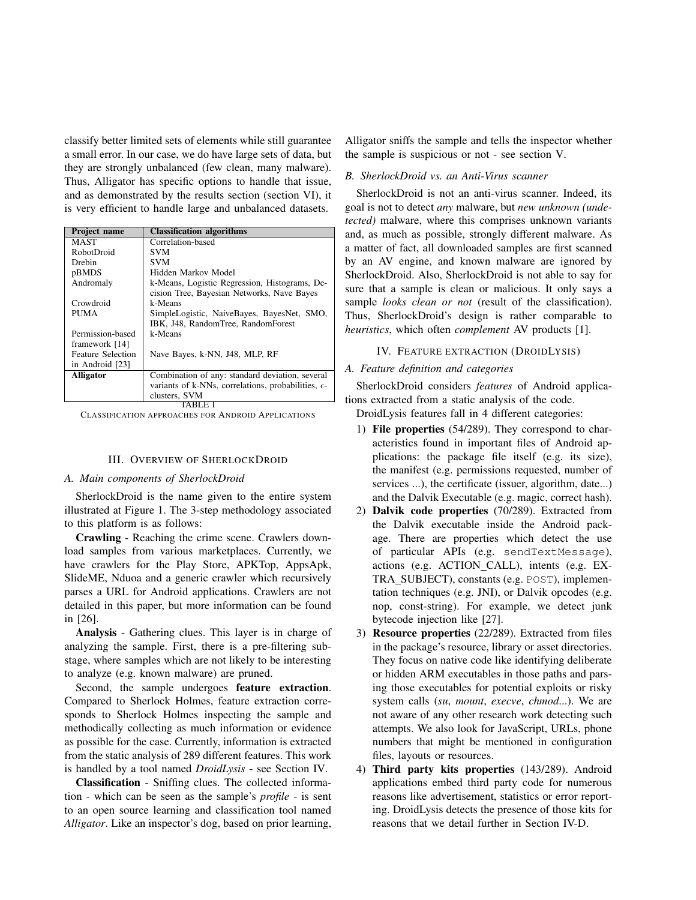classify better limited sets of elements while still guarantee a small error. In our case, we do have large sets of data, but they are strongly unbalanced (few clean, many malware). Thus, Alligator has specific options to handle that issue, and as demonstrated by the results section (section VI), it is very efficient to handle large and unbalanced datasets.

| Project name | Classification algorithms |
|---|---|
| MAST | Correlation-based |
| RobotDroid | SVM |
| Drebin | SVM |
| pBMDS | Hidden Markov Model |
| Andromaly | k-Means, Logistic Regression, Histograms, Decision Tree, Bayesian Networks, Nave Bayes |
| Crowdroid | k-Means |
| PUMA | SimpleLogistic, NaiveBayes, BayesNet, SMO, IBK, J48, RandomTree, RandomForest |
| Permission-based framework [14] | k-Means |
| Feature Selection in Android [23] | Nave Bayes, k-NN, J48, MLP, RF |
| **Alligator** | Combination of any: standard deviation, several variants of k-NNs, correlations, probabilities, $\epsilon$-clusters, SVM |

TABLE I
CLASSIFICATION APPROACHES FOR ANDROID APPLICATIONS

## III. Overview of SherlockDroid

### A. Main components of SherlockDroid

SherlockDroid is the name given to the entire system illustrated at Figure 1. The 3-step methodology associated to this platform is as follows:

**Crawling** - Reaching the crime scene. Crawlers download samples from various marketplaces. Currently, we have crawlers for the Play Store, APKTop, AppsApk, SlideME, Nduoa and a generic crawler which recursively parses a URL for Android applications. Crawlers are not detailed in this paper, but more information can be found in [26].

**Analysis** - Gathering clues. This layer is in charge of analyzing the sample. First, there is a pre-filtering substage, where samples which are not likely to be interesting to analyze (e.g. known malware) are pruned.

Second, the sample undergoes **feature extraction**. Compared to Sherlock Holmes, feature extraction corresponds to Sherlock Holmes inspecting the sample and methodically collecting as much information or evidence as possible for the case. Currently, information is extracted from the static analysis of 289 different features. This work is handled by a tool named *DroidLysis* - see Section IV.

**Classification** - Sniffing clues. The collected information - which can be seen as the sample's *profile* - is sent to an open source learning and classification tool named *Alligator*. Like an inspector's dog, based on prior learning, Alligator sniffs the sample and tells the inspector whether the sample is suspicious or not - see section V.

### B. SherlockDroid vs. an Anti-Virus scanner

SherlockDroid is not an anti-virus scanner. Indeed, its goal is not to detect *any* malware, but *new unknown (undetected)* malware, where this comprises unknown variants and, as much as possible, strongly different malware. As a matter of fact, all downloaded samples are first scanned by an AV engine, and known malware are ignored by SherlockDroid. Also, SherlockDroid is not able to say for sure that a sample is clean or malicious. It only says a sample *looks clean or not* (result of the classification). Thus, SherlockDroid's design is rather comparable to *heuristics*, which often *complement* AV products [1].

## IV. Feature extraction (DroidLysis)

### A. Feature definition and categories

SherlockDroid considers *features* of Android applications extracted from a static analysis of the code.

DroidLysis features fall in 4 different categories:

1) **File properties** (54/289). They correspond to characteristics found in important files of Android applications: the package file itself (e.g. its size), the manifest (e.g. permissions requested, number of services ...), the certificate (issuer, algorithm, date...) and the Dalvik Executable (e.g. magic, correct hash).
2) **Dalvik code properties** (70/289). Extracted from the Dalvik executable inside the Android package. There are properties which detect the use of particular APIs (e.g. `sendTextMessage`), actions (e.g. ACTION_CALL), intents (e.g. EXTRA_SUBJECT), constants (e.g. `POST`), implementation techniques (e.g. JNI), or Dalvik opcodes (e.g. nop, const-string). For example, we detect junk bytecode injection like [27].
3) **Resource properties** (22/289). Extracted from files in the package's resource, library or asset directories. They focus on native code like identifying deliberate or hidden ARM executables in those paths and parsing those executables for potential exploits or risky system calls (*su*, *mount*, *execve*, *chmod*...). We are not aware of any other research work detecting such attempts. We also look for JavaScript, URLs, phone numbers that might be mentioned in configuration files, layouts or resources.
4) **Third party kits properties** (143/289). Android applications embed third party code for numerous reasons like advertisement, statistics or error reporting. DroidLysis detects the presence of those kits for reasons that we detail further in Section IV-D.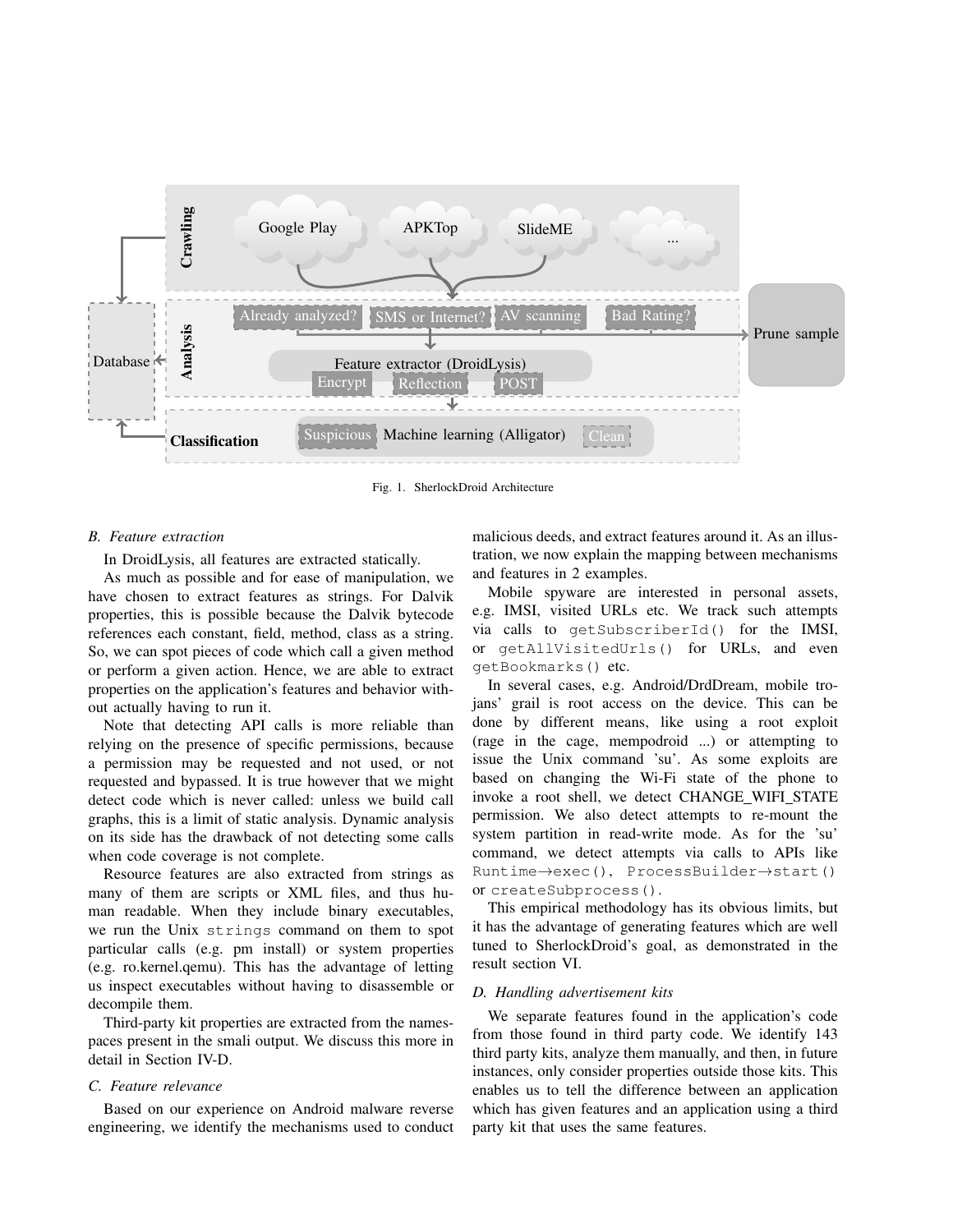Fig. 1. SherlockDroid Architecture

### B. Feature extraction

In DroidLysis, all features are extracted statically.

As much as possible and for ease of manipulation, we have chosen to extract features as strings. For Dalvik properties, this is possible because the Dalvik bytecode references each constant, field, method, class as a string. So, we can spot pieces of code which call a given method or perform a given action. Hence, we are able to extract properties on the application's features and behavior without actually having to run it.

Note that detecting API calls is more reliable than relying on the presence of specific permissions, because a permission may be requested and not used, or not requested and bypassed. It is true however that we might detect code which is never called: unless we build call graphs, this is a limit of static analysis. Dynamic analysis on its side has the drawback of not detecting some calls when code coverage is not complete.

Resource features are also extracted from strings as many of them are scripts or XML files, and thus human readable. When they include binary executables, we run the Unix `strings` command on them to spot particular calls (e.g. pm install) or system properties (e.g. ro.kernel.qemu). This has the advantage of letting us inspect executables without having to disassemble or decompile them.

Third-party kit properties are extracted from the namespaces present in the smali output. We discuss this more in detail in Section IV-D.

### C. Feature relevance

Based on our experience on Android malware reverse engineering, we identify the mechanisms used to conduct malicious deeds, and extract features around it. As an illustration, we now explain the mapping between mechanisms and features in 2 examples.

Mobile spyware are interested in personal assets, e.g. IMSI, visited URLs etc. We track such attempts via calls to `getSubscriberId()` for the IMSI, or `getAllVisitedUrls()` for URLs, and even `getBookmarks()` etc.

In several cases, e.g. Android/DrdDream, mobile trojans' grail is root access on the device. This can be done by different means, like using a root exploit (rage in the cage, mempodroid ...) or attempting to issue the Unix command 'su'. As some exploits are based on changing the Wi-Fi state of the phone to invoke a root shell, we detect CHANGE_WIFI_STATE permission. We also detect attempts to re-mount the system partition in read-write mode. As for the 'su' command, we detect attempts via calls to APIs like `Runtime→exec()`, `ProcessBuilder→start()` or `createSubprocess()`.

This empirical methodology has its obvious limits, but it has the advantage of generating features which are well tuned to SherlockDroid's goal, as demonstrated in the result section VI.

### D. Handling advertisement kits

We separate features found in the application's code from those found in third party code. We identify 143 third party kits, analyze them manually, and then, in future instances, only consider properties outside those kits. This enables us to tell the difference between an application which has given features and an application using a third party kit that uses the same features.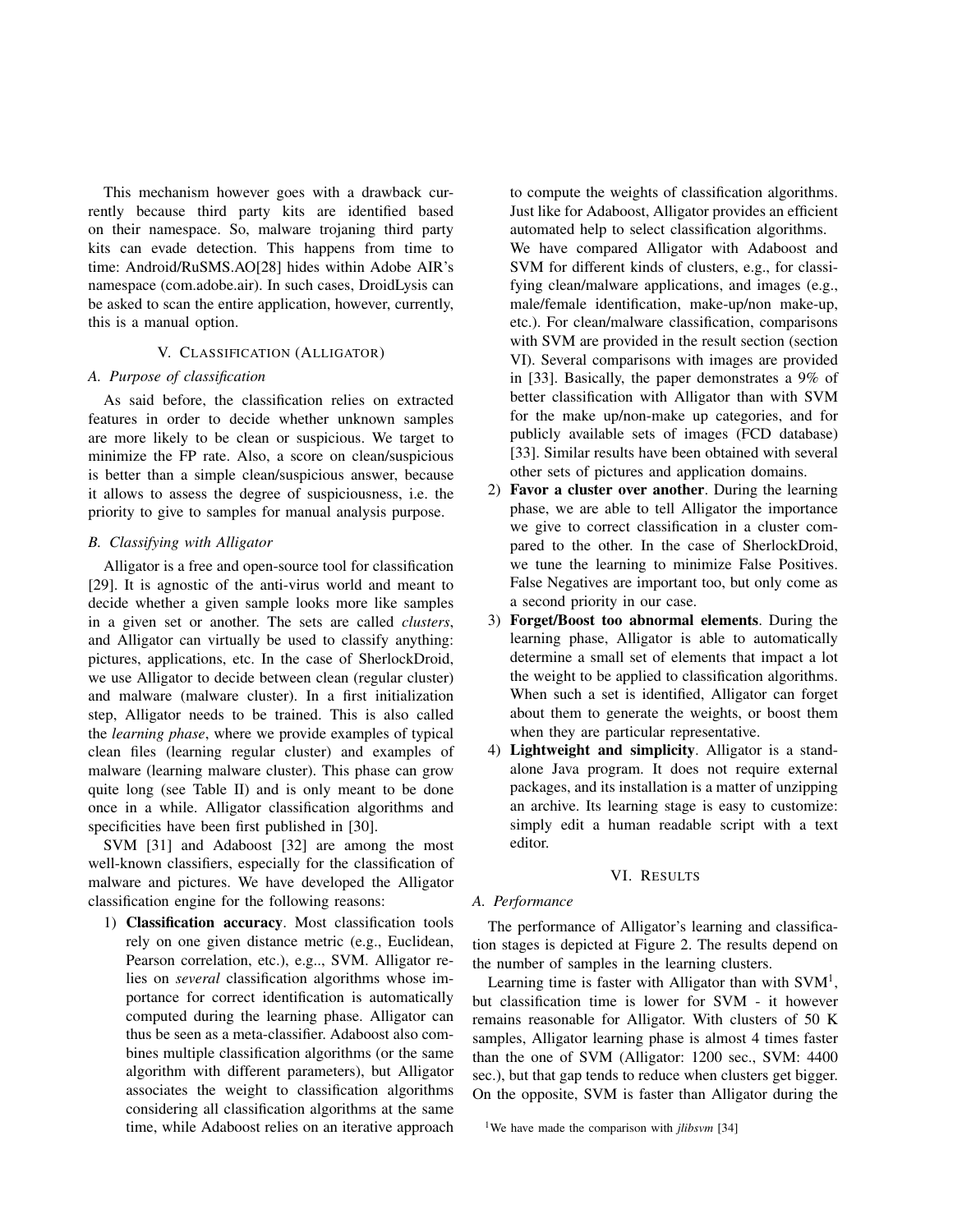This mechanism however goes with a drawback currently because third party kits are identified based on their namespace. So, malware trojaning third party kits can evade detection. This happens from time to time: Android/RuSMS.AO[28] hides within Adobe AIR's namespace (com.adobe.air). In such cases, DroidLysis can be asked to scan the entire application, however, currently, this is a manual option.

## V. Classification (Alligator)

### A. Purpose of classification

As said before, the classification relies on extracted features in order to decide whether unknown samples are more likely to be clean or suspicious. We target to minimize the FP rate. Also, a score on clean/suspicious is better than a simple clean/suspicious answer, because it allows to assess the degree of suspiciousness, i.e. the priority to give to samples for manual analysis purpose.

### B. Classifying with Alligator

Alligator is a free and open-source tool for classification [29]. It is agnostic of the anti-virus world and meant to decide whether a given sample looks more like samples in a given set or another. The sets are called *clusters*, and Alligator can virtually be used to classify anything: pictures, applications, etc. In the case of SherlockDroid, we use Alligator to decide between clean (regular cluster) and malware (malware cluster). In a first initialization step, Alligator needs to be trained. This is also called the *learning phase*, where we provide examples of typical clean files (learning regular cluster) and examples of malware (learning malware cluster). This phase can grow quite long (see Table II) and is only meant to be done once in a while. Alligator classification algorithms and specificities have been first published in [30].

SVM [31] and Adaboost [32] are among the most well-known classifiers, especially for the classification of malware and pictures. We have developed the Alligator classification engine for the following reasons:

1) **Classification accuracy**. Most classification tools rely on one given distance metric (e.g., Euclidean, Pearson correlation, etc.), e.g.., SVM. Alligator relies on *several* classification algorithms whose importance for correct identification is automatically computed during the learning phase. Alligator can thus be seen as a meta-classifier. Adaboost also combines multiple classification algorithms (or the same algorithm with different parameters), but Alligator associates the weight to classification algorithms considering all classification algorithms at the same time, while Adaboost relies on an iterative approach to compute the weights of classification algorithms. Just like for Adaboost, Alligator provides an efficient automated help to select classification algorithms.
   We have compared Alligator with Adaboost and SVM for different kinds of clusters, e.g., for classifying clean/malware applications, and images (e.g., male/female identification, make-up/non make-up, etc.). For clean/malware classification, comparisons with SVM are provided in the result section (section VI). Several comparisons with images are provided in [33]. Basically, the paper demonstrates a 9% of better classification with Alligator than with SVM for the make up/non-make up categories, and for publicly available sets of images (FCD database) [33]. Similar results have been obtained with several other sets of pictures and application domains.
2) **Favor a cluster over another**. During the learning phase, we are able to tell Alligator the importance we give to correct classification in a cluster compared to the other. In the case of SherlockDroid, we tune the learning to minimize False Positives. False Negatives are important too, but only come as a second priority in our case.
3) **Forget/Boost too abnormal elements**. During the learning phase, Alligator is able to automatically determine a small set of elements that impact a lot the weight to be applied to classification algorithms. When such a set is identified, Alligator can forget about them to generate the weights, or boost them when they are particular representative.
4) **Lightweight and simplicity**. Alligator is a standalone Java program. It does not require external packages, and its installation is a matter of unzipping an archive. Its learning stage is easy to customize: simply edit a human readable script with a text editor.

## VI. Results

### A. Performance

The performance of Alligator's learning and classification stages is depicted at Figure 2. The results depend on the number of samples in the learning clusters.

Learning time is faster with Alligator than with SVM[1], but classification time is lower for SVM - it however remains reasonable for Alligator. With clusters of 50 K samples, Alligator learning phase is almost 4 times faster than the one of SVM (Alligator: 1200 sec., SVM: 4400 sec.), but that gap tends to reduce when clusters get bigger. On the opposite, SVM is faster than Alligator during the

[1] We have made the comparison with *jlibsvm* [34]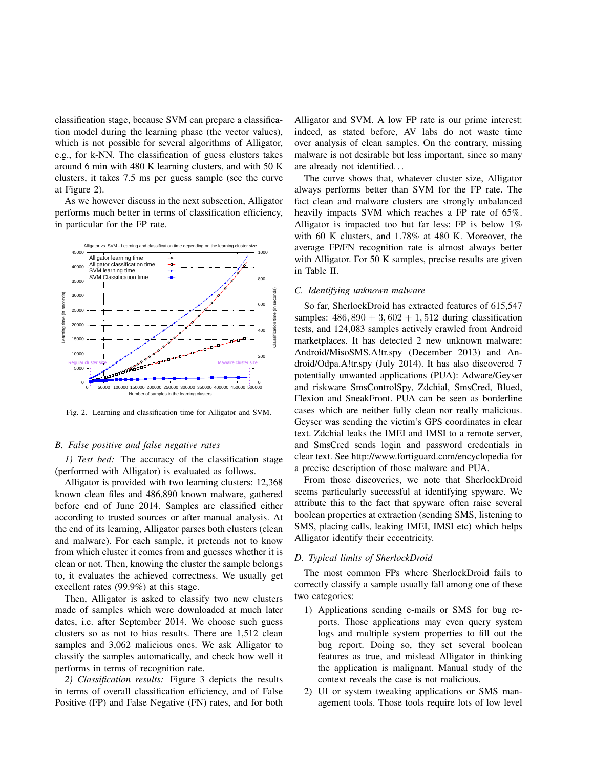classification stage, because SVM can prepare a classification model during the learning phase (the vector values), which is not possible for several algorithms of Alligator, e.g., for k-NN. The classification of guess clusters takes around 6 min with 480 K learning clusters, and with 50 K clusters, it takes 7.5 ms per guess sample (see the curve at Figure 2).

As we however discuss in the next subsection, Alligator performs much better in terms of classification efficiency, in particular for the FP rate.

Fig. 2. Learning and classification time for Alligator and SVM.

### B. *False positive and false negative rates*

*1) Test bed:* The accuracy of the classification stage (performed with Alligator) is evaluated as follows.

Alligator is provided with two learning clusters: 12,368 known clean files and 486,890 known malware, gathered before end of June 2014. Samples are classified either according to trusted sources or after manual analysis. At the end of its learning, Alligator parses both clusters (clean and malware). For each sample, it pretends not to know from which cluster it comes from and guesses whether it is clean or not. Then, knowing the cluster the sample belongs to, it evaluates the achieved correctness. We usually get excellent rates (99.9%) at this stage.

Then, Alligator is asked to classify two new clusters made of samples which were downloaded at much later dates, i.e. after September 2014. We choose such guess clusters so as not to bias results. There are 1,512 clean samples and 3,062 malicious ones. We ask Alligator to classify the samples automatically, and check how well it performs in terms of recognition rate.

*2) Classification results:* Figure 3 depicts the results in terms of overall classification efficiency, and of False Positive (FP) and False Negative (FN) rates, and for both Alligator and SVM. A low FP rate is our prime interest: indeed, as stated before, AV labs do not waste time over analysis of clean samples. On the contrary, missing malware is not desirable but less important, since so many are already not identified...

The curve shows that, whatever cluster size, Alligator always performs better than SVM for the FP rate. The fact clean and malware clusters are strongly unbalanced heavily impacts SVM which reaches a FP rate of 65%. Alligator is impacted too but far less: FP is below 1% with 60 K clusters, and 1.78% at 480 K. Moreover, the average FP/FN recognition rate is almost always better with Alligator. For 50 K samples, precise results are given in Table II.

### C. *Identifying unknown malware*

So far, SherlockDroid has extracted features of 615,547 samples: $486,890 + 3,602 + 1,512$ during classification tests, and 124,083 samples actively crawled from Android marketplaces. It has detected 2 new unknown malware: Android/MisoSMS.A!tr.spy (December 2013) and Android/Odpa.A!tr.spy (July 2014). It has also discovered 7 potentially unwanted applications (PUA): Adware/Geyser and riskware SmsControlSpy, Zdchial, SmsCred, Blued, Flexion and SneakFront. PUA can be seen as borderline cases which are neither fully clean nor really malicious. Geyser was sending the victim's GPS coordinates in clear text. Zdchial leaks the IMEI and IMSI to a remote server, and SmsCred sends login and password credentials in clear text. See http://www.fortiguard.com/encyclopedia for a precise description of those malware and PUA.

From those discoveries, we note that SherlockDroid seems particularly successful at identifying spyware. We attribute this to the fact that spyware often raise several boolean properties at extraction (sending SMS, listening to SMS, placing calls, leaking IMEI, IMSI etc) which helps Alligator identify their eccentricity.

### D. *Typical limits of SherlockDroid*

The most common FPs where SherlockDroid fails to correctly classify a sample usually fall among one of these two categories:

1) Applications sending e-mails or SMS for bug reports. Those applications may even query system logs and multiple system properties to fill out the bug report. Doing so, they set several boolean features as true, and mislead Alligator in thinking the application is malignant. Manual study of the context reveals the case is not malicious.
2) UI or system tweaking applications or SMS management tools. Those tools require lots of low level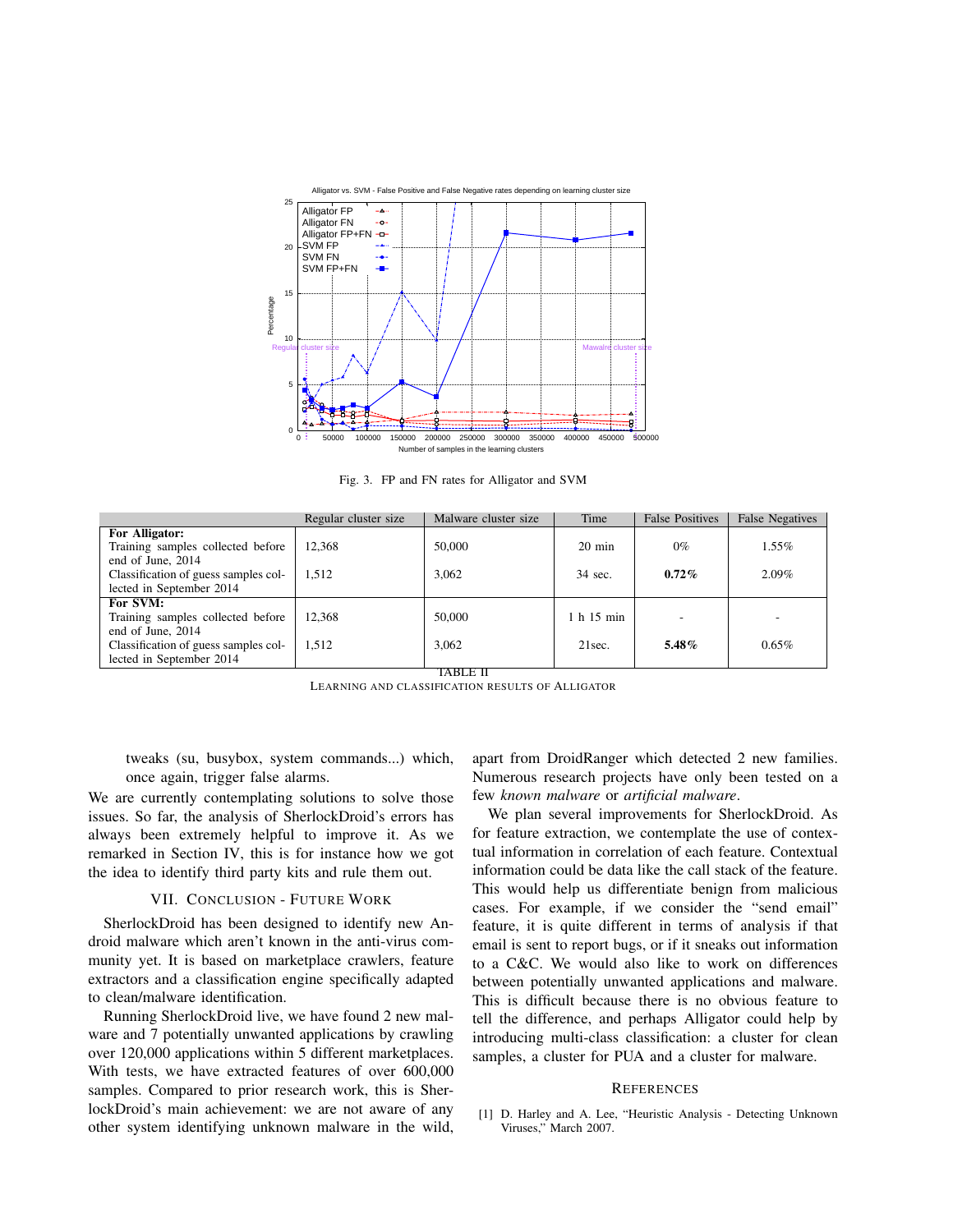Fig. 3. FP and FN rates for Alligator and SVM

| | Regular cluster size | Malware cluster size | Time | False Positives | False Negatives |
|---|---|---|---|---|---|
| **For Alligator:** | | | | | |
| Training samples collected before end of June, 2014 | 12,368 | 50,000 | 20 min | 0% | 1.55% |
| Classification of guess samples collected in September 2014 | 1,512 | 3,062 | 34 sec. | **0.72%** | 2.09% |
| **For SVM:** | | | | | |
| Training samples collected before end of June, 2014 | 12,368 | 50,000 | 1 h 15 min | - | - |
| Classification of guess samples collected in September 2014 | 1,512 | 3,062 | 21sec. | **5.48%** | 0.65% |

TABLE II
LEARNING AND CLASSIFICATION RESULTS OF ALLIGATOR

tweaks (su, busybox, system commands...) which, once again, trigger false alarms.

We are currently contemplating solutions to solve those issues. So far, the analysis of SherlockDroid's errors has always been extremely helpful to improve it. As we remarked in Section IV, this is for instance how we got the idea to identify third party kits and rule them out.

## VII. CONCLUSION - FUTURE WORK

SherlockDroid has been designed to identify new Android malware which aren't known in the anti-virus community yet. It is based on marketplace crawlers, feature extractors and a classification engine specifically adapted to clean/malware identification.

Running SherlockDroid live, we have found 2 new malware and 7 potentially unwanted applications by crawling over 120,000 applications within 5 different marketplaces. With tests, we have extracted features of over 600,000 samples. Compared to prior research work, this is SherlockDroid's main achievement: we are not aware of any other system identifying unknown malware in the wild, apart from DroidRanger which detected 2 new families. Numerous research projects have only been tested on a few *known malware* or *artificial malware*.

We plan several improvements for SherlockDroid. As for feature extraction, we contemplate the use of contextual information in correlation of each feature. Contextual information could be data like the call stack of the feature. This would help us differentiate benign from malicious cases. For example, if we consider the "send email" feature, it is quite different in terms of analysis if that email is sent to report bugs, or if it sneaks out information to a C&C. We would also like to work on differences between potentially unwanted applications and malware. This is difficult because there is no obvious feature to tell the difference, and perhaps Alligator could help by introducing multi-class classification: a cluster for clean samples, a cluster for PUA and a cluster for malware.

## REFERENCES

[1] D. Harley and A. Lee, "Heuristic Analysis - Detecting Unknown Viruses," March 2007.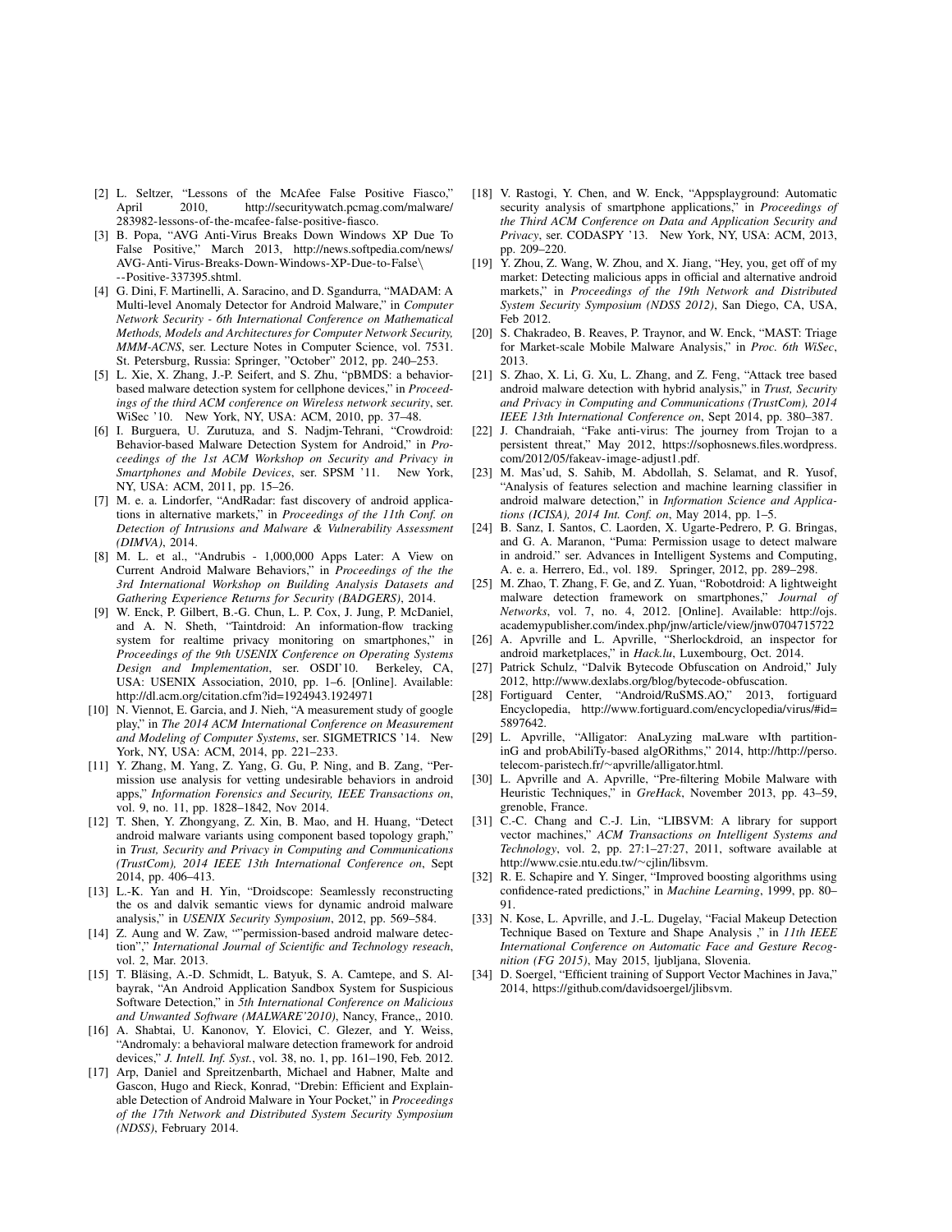[2] L. Seltzer, "Lessons of the McAfee False Positive Fiasco," April 2010, http://securitywatch.pcmag.com/malware/283982-lessons-of-the-mcafee-false-positive-fiasco.

[3] B. Popa, "AVG Anti-Virus Breaks Down Windows XP Due To False Positive," March 2013, http://news.softpedia.com/news/AVG-Anti-Virus-Breaks-Down-Windows-XP-Due-to-False\--Positive-337395.shtml.

[4] G. Dini, F. Martinelli, A. Saracino, and D. Sgandurra, "MADAM: A Multi-level Anomaly Detector for Android Malware," in *Computer Network Security - 6th International Conference on Mathematical Methods, Models and Architectures for Computer Network Security, MMM-ACNS*, ser. Lecture Notes in Computer Science, vol. 7531. St. Petersburg, Russia: Springer, "October" 2012, pp. 240–253.

[5] L. Xie, X. Zhang, J.-P. Seifert, and S. Zhu, "pBMDS: a behavior-based malware detection system for cellphone devices," in *Proceedings of the third ACM conference on Wireless network security*, ser. WiSec '10. New York, NY, USA: ACM, 2010, pp. 37–48.

[6] I. Burguera, U. Zurutuza, and S. Nadjm-Tehrani, "Crowdroid: Behavior-based Malware Detection System for Android," in *Proceedings of the 1st ACM Workshop on Security and Privacy in Smartphones and Mobile Devices*, ser. SPSM '11. New York, NY, USA: ACM, 2011, pp. 15–26.

[7] M. e. a. Lindorfer, "AndRadar: fast discovery of android applications in alternative markets," in *Proceedings of the 11th Conf. on Detection of Intrusions and Malware & Vulnerability Assessment (DIMVA)*, 2014.

[8] M. L. et al., "Andrubis - 1,000,000 Apps Later: A View on Current Android Malware Behaviors," in *Proceedings of the the 3rd International Workshop on Building Analysis Datasets and Gathering Experience Returns for Security (BADGERS)*, 2014.

[9] W. Enck, P. Gilbert, B.-G. Chun, L. P. Cox, J. Jung, P. McDaniel, and A. N. Sheth, "Taintdroid: An information-flow tracking system for realtime privacy monitoring on smartphones," in *Proceedings of the 9th USENIX Conference on Operating Systems Design and Implementation*, ser. OSDI'10. Berkeley, CA, USA: USENIX Association, 2010, pp. 1–6. [Online]. Available: http://dl.acm.org/citation.cfm?id=1924943.1924971

[10] N. Viennot, E. Garcia, and J. Nieh, "A measurement study of google play," in *The 2014 ACM International Conference on Measurement and Modeling of Computer Systems*, ser. SIGMETRICS '14. New York, NY, USA: ACM, 2014, pp. 221–233.

[11] Y. Zhang, M. Yang, Z. Yang, G. Gu, P. Ning, and B. Zang, "Permission use analysis for vetting undesirable behaviors in android apps," *Information Forensics and Security, IEEE Transactions on*, vol. 9, no. 11, pp. 1828–1842, Nov 2014.

[12] T. Shen, Y. Zhongyang, Z. Xin, B. Mao, and H. Huang, "Detect android malware variants using component based topology graph," in *Trust, Security and Privacy in Computing and Communications (TrustCom), 2014 IEEE 13th International Conference on*, Sept 2014, pp. 406–413.

[13] L.-K. Yan and H. Yin, "Droidscope: Seamlessly reconstructing the os and dalvik semantic views for dynamic android malware analysis," in *USENIX Security Symposium*, 2012, pp. 569–584.

[14] Z. Aung and W. Zaw, ""permission-based android malware detection"," *International Journal of Scientific and Technology reseach*, vol. 2, Mar. 2013.

[15] T. Bläsing, A.-D. Schmidt, L. Batyuk, S. A. Camtepe, and S. Albayrak, "An Android Application Sandbox System for Suspicious Software Detection," in *5th International Conference on Malicious and Unwanted Software (MALWARE'2010)*, Nancy, France,, 2010.

[16] A. Shabtai, U. Kanonov, Y. Elovici, C. Glezer, and Y. Weiss, "Andromaly: a behavioral malware detection framework for android devices," *J. Intell. Inf. Syst.*, vol. 38, no. 1, pp. 161–190, Feb. 2012.

[17] Arp, Daniel and Spreitzenbarth, Michael and Habner, Malte and Gascon, Hugo and Rieck, Konrad, "Drebin: Efficient and Explainable Detection of Android Malware in Your Pocket," in *Proceedings of the 17th Network and Distributed System Security Symposium (NDSS)*, February 2014.

[18] V. Rastogi, Y. Chen, and W. Enck, "Appsplayground: Automatic security analysis of smartphone applications," in *Proceedings of the Third ACM Conference on Data and Application Security and Privacy*, ser. CODASPY '13. New York, NY, USA: ACM, 2013, pp. 209–220.

[19] Y. Zhou, Z. Wang, W. Zhou, and X. Jiang, "Hey, you, get off of my market: Detecting malicious apps in official and alternative android markets," in *Proceedings of the 19th Network and Distributed System Security Symposium (NDSS 2012)*, San Diego, CA, USA, Feb 2012.

[20] S. Chakradeo, B. Reaves, P. Traynor, and W. Enck, "MAST: Triage for Market-scale Mobile Malware Analysis," in *Proc. 6th WiSec*, 2013.

[21] S. Zhao, X. Li, G. Xu, L. Zhang, and Z. Feng, "Attack tree based android malware detection with hybrid analysis," in *Trust, Security and Privacy in Computing and Communications (TrustCom), 2014 IEEE 13th International Conference on*, Sept 2014, pp. 380–387.

[22] J. Chandraiah, "Fake anti-virus: The journey from Trojan to a persistent threat," May 2012, https://sophosnews.files.wordpress.com/2012/05/fakeav-image-adjust1.pdf.

[23] M. Mas'ud, S. Sahib, M. Abdollah, S. Selamat, and R. Yusof, "Analysis of features selection and machine learning classifier in android malware detection," in *Information Science and Applications (ICISA), 2014 Int. Conf. on*, May 2014, pp. 1–5.

[24] B. Sanz, I. Santos, C. Laorden, X. Ugarte-Pedrero, P. G. Bringas, and G. A. Maranon, "Puma: Permission usage to detect malware in android." ser. Advances in Intelligent Systems and Computing, A. e. a. Herrero, Ed., vol. 189. Springer, 2012, pp. 289–298.

[25] M. Zhao, T. Zhang, F. Ge, and Z. Yuan, "Robotdroid: A lightweight malware detection framework on smartphones," *Journal of Networks*, vol. 7, no. 4, 2012. [Online]. Available: http://ojs.academypublisher.com/index.php/jnw/article/view/jnw0704715722

[26] A. Apvrille and L. Apvrille, "Sherlockdroid, an inspector for android marketplaces," in *Hack.lu*, Luxembourg, Oct. 2014.

[27] Patrick Schulz, "Dalvik Bytecode Obfuscation on Android," July 2012, http://www.dexlabs.org/blog/bytecode-obfuscation.

[28] Fortiguard Center, "Android/RuSMS.AO," 2013, fortiguard Encyclopedia, http://www.fortiguard.com/encyclopedia/virus/#id=5897642.

[29] L. Apvrille, "Alligator: AnaLyzing maLware wIth partitioninG and probAbiliTy-based algORithms," 2014, http://http://perso.telecom-paristech.fr/~apvrille/alligator.html.

[30] L. Apvrille and A. Apvrille, "Pre-filtering Mobile Malware with Heuristic Techniques," in *GreHack*, November 2013, pp. 43–59, grenoble, France.

[31] C.-C. Chang and C.-J. Lin, "LIBSVM: A library for support vector machines," *ACM Transactions on Intelligent Systems and Technology*, vol. 2, pp. 27:1–27:27, 2011, software available at http://www.csie.ntu.edu.tw/~cjlin/libsvm.

[32] R. E. Schapire and Y. Singer, "Improved boosting algorithms using confidence-rated predictions," in *Machine Learning*, 1999, pp. 80–91.

[33] N. Kose, L. Apvrille, and J.-L. Dugelay, "Facial Makeup Detection Technique Based on Texture and Shape Analysis ," in *11th IEEE International Conference on Automatic Face and Gesture Recognition (FG 2015)*, May 2015, ljubljana, Slovenia.

[34] D. Soergel, "Efficient training of Support Vector Machines in Java," 2014, https://github.com/davidsoergel/jlibsvm.